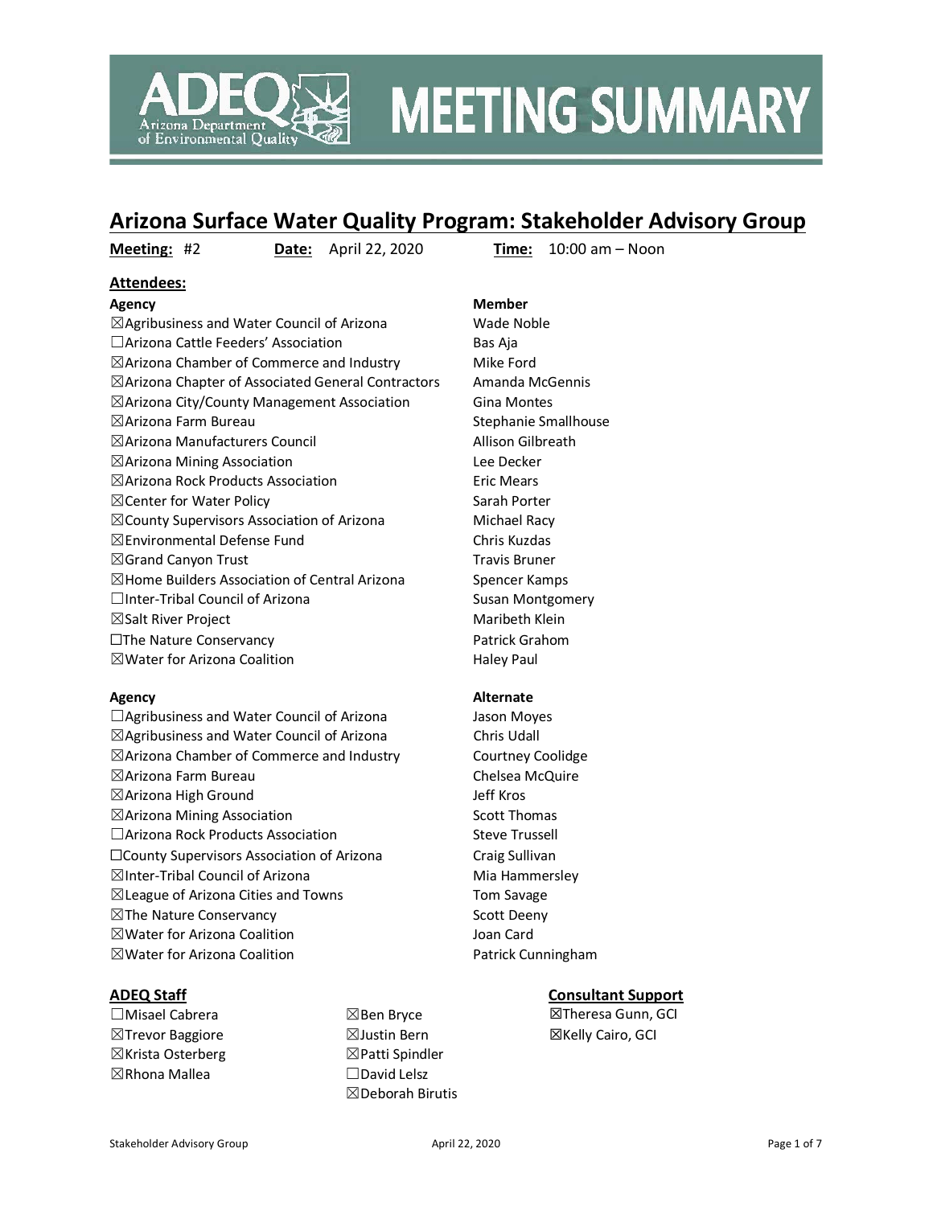# MEETING SUMMARY

ADEQ Arizona Department of Environmental Quality

## Arizona Surface Water Quality Program: Stakeholder Advisory Group

**Meeting:** #2 **Date:** April 22, 2020 **Time:** 10:00 am – Noon

### Attendees:

| Agency | Member |
|---|---|
| ☒Agribusiness and Water Council of Arizona | Wade Noble |
| ☐Arizona Cattle Feeders' Association | Bas Aja |
| ☒Arizona Chamber of Commerce and Industry | Mike Ford |
| ☒Arizona Chapter of Associated General Contractors | Amanda McGennis |
| ☒Arizona City/County Management Association | Gina Montes |
| ☒Arizona Farm Bureau | Stephanie Smallhouse |
| ☒Arizona Manufacturers Council | Allison Gilbreath |
| ☒Arizona Mining Association | Lee Decker |
| ☒Arizona Rock Products Association | Eric Mears |
| ☒Center for Water Policy | Sarah Porter |
| ☒County Supervisors Association of Arizona | Michael Racy |
| ☒Environmental Defense Fund | Chris Kuzdas |
| ☒Grand Canyon Trust | Travis Bruner |
| ☒Home Builders Association of Central Arizona | Spencer Kamps |
| ☐Inter-Tribal Council of Arizona | Susan Montgomery |
| ☒Salt River Project | Maribeth Klein |
| ☐The Nature Conservancy | Patrick Grahom |
| ☒Water for Arizona Coalition | Haley Paul |

| Agency | Alternate |
|---|---|
| ☐Agribusiness and Water Council of Arizona | Jason Moyes |
| ☒Agribusiness and Water Council of Arizona | Chris Udall |
| ☒Arizona Chamber of Commerce and Industry | Courtney Coolidge |
| ☒Arizona Farm Bureau | Chelsea McQuire |
| ☒Arizona High Ground | Jeff Kros |
| ☒Arizona Mining Association | Scott Thomas |
| ☐Arizona Rock Products Association | Steve Trussell |
| ☐County Supervisors Association of Arizona | Craig Sullivan |
| ☒Inter-Tribal Council of Arizona | Mia Hammersley |
| ☒League of Arizona Cities and Towns | Tom Savage |
| ☒The Nature Conservancy | Scott Deeny |
| ☒Water for Arizona Coalition | Joan Card |
| ☒Water for Arizona Coalition | Patrick Cunningham |

### ADEQ Staff

- ☐Misael Cabrera
- ☒Trevor Baggiore
- ☒Krista Osterberg
- ☒Rhona Mallea
- ☒Ben Bryce
- ☒Justin Bern
- ☒Patti Spindler
- ☐David Lelsz
- ☒Deborah Birutis

### Consultant Support

- ☒Theresa Gunn, GCI
- ☒Kelly Cairo, GCI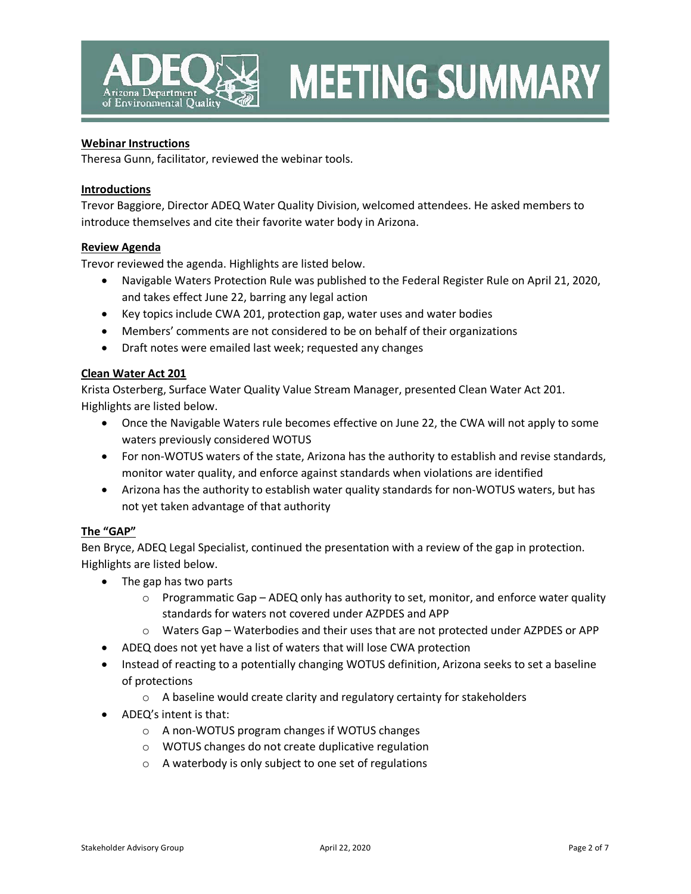**Webinar Instructions**

Theresa Gunn, facilitator, reviewed the webinar tools.

**Introductions**

Trevor Baggiore, Director ADEQ Water Quality Division, welcomed attendees. He asked members to introduce themselves and cite their favorite water body in Arizona.

**Review Agenda**

Trevor reviewed the agenda. Highlights are listed below.

- Navigable Waters Protection Rule was published to the Federal Register Rule on April 21, 2020, and takes effect June 22, barring any legal action
- Key topics include CWA 201, protection gap, water uses and water bodies
- Members' comments are not considered to be on behalf of their organizations
- Draft notes were emailed last week; requested any changes

**Clean Water Act 201**

Krista Osterberg, Surface Water Quality Value Stream Manager, presented Clean Water Act 201. Highlights are listed below.

- Once the Navigable Waters rule becomes effective on June 22, the CWA will not apply to some waters previously considered WOTUS
- For non-WOTUS waters of the state, Arizona has the authority to establish and revise standards, monitor water quality, and enforce against standards when violations are identified
- Arizona has the authority to establish water quality standards for non-WOTUS waters, but has not yet taken advantage of that authority

**The "GAP"**

Ben Bryce, ADEQ Legal Specialist, continued the presentation with a review of the gap in protection. Highlights are listed below.

- The gap has two parts
  - Programmatic Gap – ADEQ only has authority to set, monitor, and enforce water quality standards for waters not covered under AZPDES and APP
  - Waters Gap – Waterbodies and their uses that are not protected under AZPDES or APP
- ADEQ does not yet have a list of waters that will lose CWA protection
- Instead of reacting to a potentially changing WOTUS definition, Arizona seeks to set a baseline of protections
  - A baseline would create clarity and regulatory certainty for stakeholders
- ADEQ's intent is that:
  - A non-WOTUS program changes if WOTUS changes
  - WOTUS changes do not create duplicative regulation
  - A waterbody is only subject to one set of regulations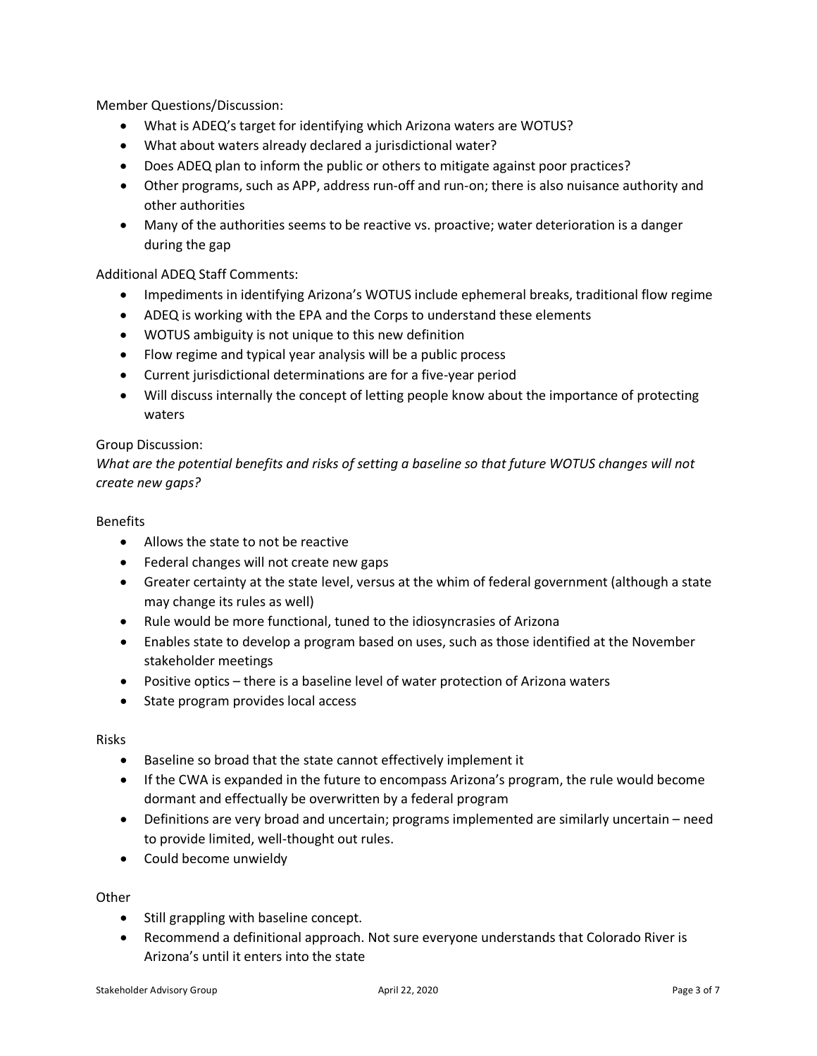Member Questions/Discussion:

- What is ADEQ's target for identifying which Arizona waters are WOTUS?
- What about waters already declared a jurisdictional water?
- Does ADEQ plan to inform the public or others to mitigate against poor practices?
- Other programs, such as APP, address run-off and run-on; there is also nuisance authority and other authorities
- Many of the authorities seems to be reactive vs. proactive; water deterioration is a danger during the gap

Additional ADEQ Staff Comments:

- Impediments in identifying Arizona's WOTUS include ephemeral breaks, traditional flow regime
- ADEQ is working with the EPA and the Corps to understand these elements
- WOTUS ambiguity is not unique to this new definition
- Flow regime and typical year analysis will be a public process
- Current jurisdictional determinations are for a five-year period
- Will discuss internally the concept of letting people know about the importance of protecting waters

Group Discussion:

*What are the potential benefits and risks of setting a baseline so that future WOTUS changes will not create new gaps?*

Benefits

- Allows the state to not be reactive
- Federal changes will not create new gaps
- Greater certainty at the state level, versus at the whim of federal government (although a state may change its rules as well)
- Rule would be more functional, tuned to the idiosyncrasies of Arizona
- Enables state to develop a program based on uses, such as those identified at the November stakeholder meetings
- Positive optics – there is a baseline level of water protection of Arizona waters
- State program provides local access

Risks

- Baseline so broad that the state cannot effectively implement it
- If the CWA is expanded in the future to encompass Arizona's program, the rule would become dormant and effectually be overwritten by a federal program
- Definitions are very broad and uncertain; programs implemented are similarly uncertain – need to provide limited, well-thought out rules.
- Could become unwieldy

Other

- Still grappling with baseline concept.
- Recommend a definitional approach. Not sure everyone understands that Colorado River is Arizona's until it enters into the state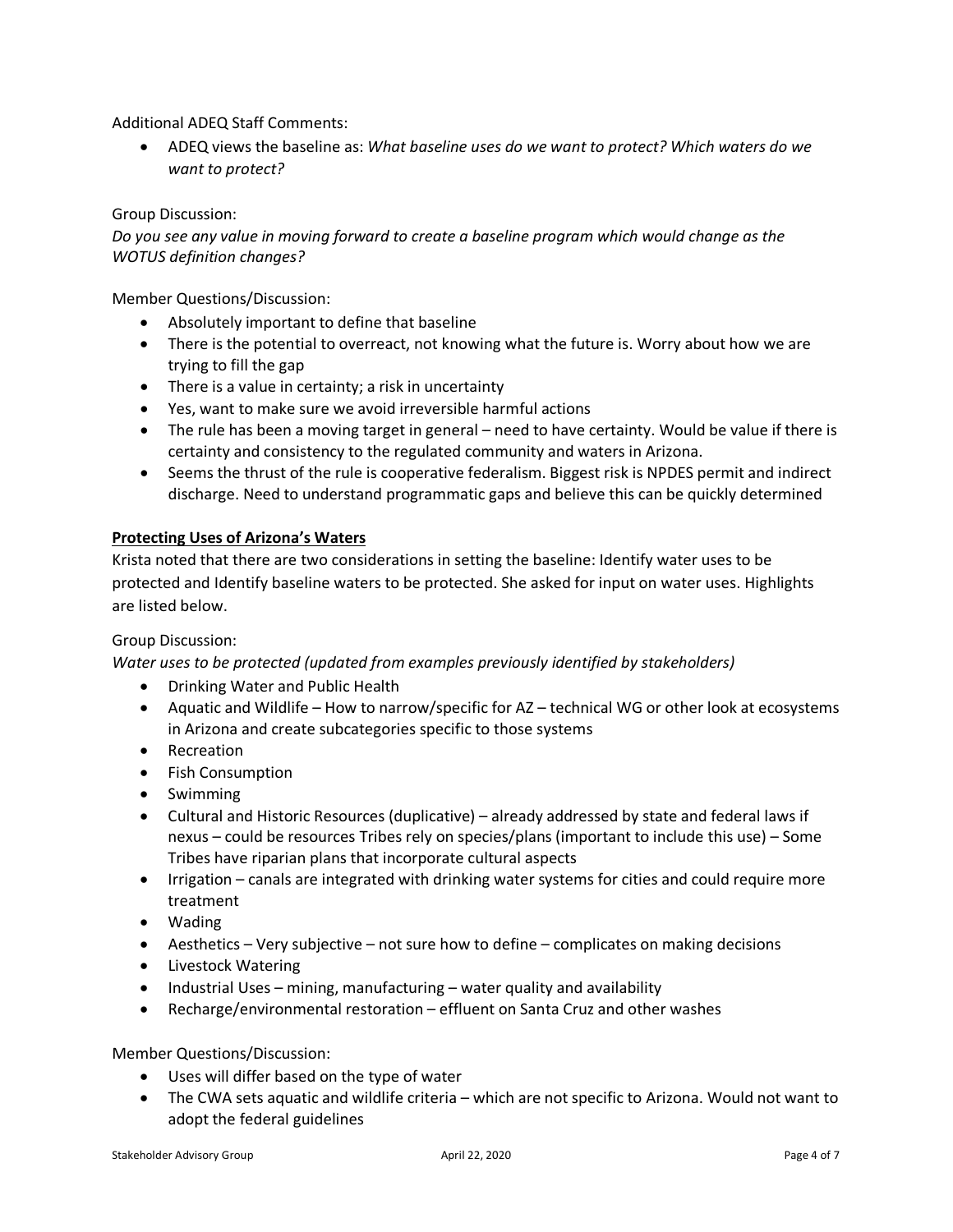Additional ADEQ Staff Comments:

- ADEQ views the baseline as: *What baseline uses do we want to protect? Which waters do we want to protect?*

Group Discussion:

*Do you see any value in moving forward to create a baseline program which would change as the WOTUS definition changes?*

Member Questions/Discussion:

- Absolutely important to define that baseline
- There is the potential to overreact, not knowing what the future is. Worry about how we are trying to fill the gap
- There is a value in certainty; a risk in uncertainty
- Yes, want to make sure we avoid irreversible harmful actions
- The rule has been a moving target in general – need to have certainty. Would be value if there is certainty and consistency to the regulated community and waters in Arizona.
- Seems the thrust of the rule is cooperative federalism. Biggest risk is NPDES permit and indirect discharge. Need to understand programmatic gaps and believe this can be quickly determined

**Protecting Uses of Arizona's Waters**

Krista noted that there are two considerations in setting the baseline: Identify water uses to be protected and Identify baseline waters to be protected. She asked for input on water uses. Highlights are listed below.

Group Discussion:

*Water uses to be protected (updated from examples previously identified by stakeholders)*

- Drinking Water and Public Health
- Aquatic and Wildlife – How to narrow/specific for AZ – technical WG or other look at ecosystems in Arizona and create subcategories specific to those systems
- Recreation
- Fish Consumption
- Swimming
- Cultural and Historic Resources (duplicative) – already addressed by state and federal laws if nexus – could be resources Tribes rely on species/plans (important to include this use) – Some Tribes have riparian plans that incorporate cultural aspects
- Irrigation – canals are integrated with drinking water systems for cities and could require more treatment
- Wading
- Aesthetics – Very subjective – not sure how to define – complicates on making decisions
- Livestock Watering
- Industrial Uses – mining, manufacturing – water quality and availability
- Recharge/environmental restoration – effluent on Santa Cruz and other washes

Member Questions/Discussion:

- Uses will differ based on the type of water
- The CWA sets aquatic and wildlife criteria – which are not specific to Arizona. Would not want to adopt the federal guidelines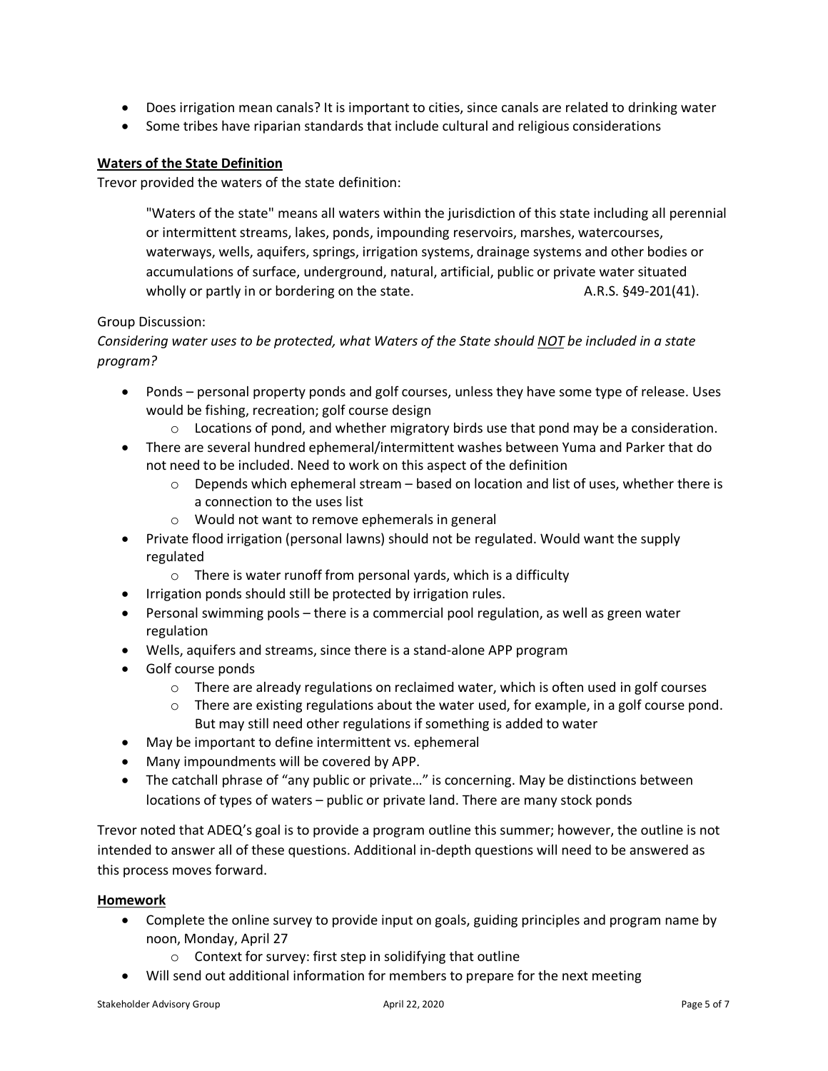- Does irrigation mean canals? It is important to cities, since canals are related to drinking water
- Some tribes have riparian standards that include cultural and religious considerations

**Waters of the State Definition**

Trevor provided the waters of the state definition:

> "Waters of the state" means all waters within the jurisdiction of this state including all perennial or intermittent streams, lakes, ponds, impounding reservoirs, marshes, watercourses, waterways, wells, aquifers, springs, irrigation systems, drainage systems and other bodies or accumulations of surface, underground, natural, artificial, public or private water situated wholly or partly in or bordering on the state. A.R.S. §49-201(41).

Group Discussion:

*Considering water uses to be protected, what Waters of the State should NOT be included in a state program?*

- Ponds – personal property ponds and golf courses, unless they have some type of release. Uses would be fishing, recreation; golf course design
  - Locations of pond, and whether migratory birds use that pond may be a consideration.
- There are several hundred ephemeral/intermittent washes between Yuma and Parker that do not need to be included. Need to work on this aspect of the definition
  - Depends which ephemeral stream – based on location and list of uses, whether there is a connection to the uses list
  - Would not want to remove ephemerals in general
- Private flood irrigation (personal lawns) should not be regulated. Would want the supply regulated
  - There is water runoff from personal yards, which is a difficulty
- Irrigation ponds should still be protected by irrigation rules.
- Personal swimming pools – there is a commercial pool regulation, as well as green water regulation
- Wells, aquifers and streams, since there is a stand-alone APP program
- Golf course ponds
  - There are already regulations on reclaimed water, which is often used in golf courses
  - There are existing regulations about the water used, for example, in a golf course pond. But may still need other regulations if something is added to water
- May be important to define intermittent vs. ephemeral
- Many impoundments will be covered by APP.
- The catchall phrase of "any public or private…" is concerning. May be distinctions between locations of types of waters – public or private land. There are many stock ponds

Trevor noted that ADEQ's goal is to provide a program outline this summer; however, the outline is not intended to answer all of these questions. Additional in-depth questions will need to be answered as this process moves forward.

**Homework**

- Complete the online survey to provide input on goals, guiding principles and program name by noon, Monday, April 27
  - Context for survey: first step in solidifying that outline
- Will send out additional information for members to prepare for the next meeting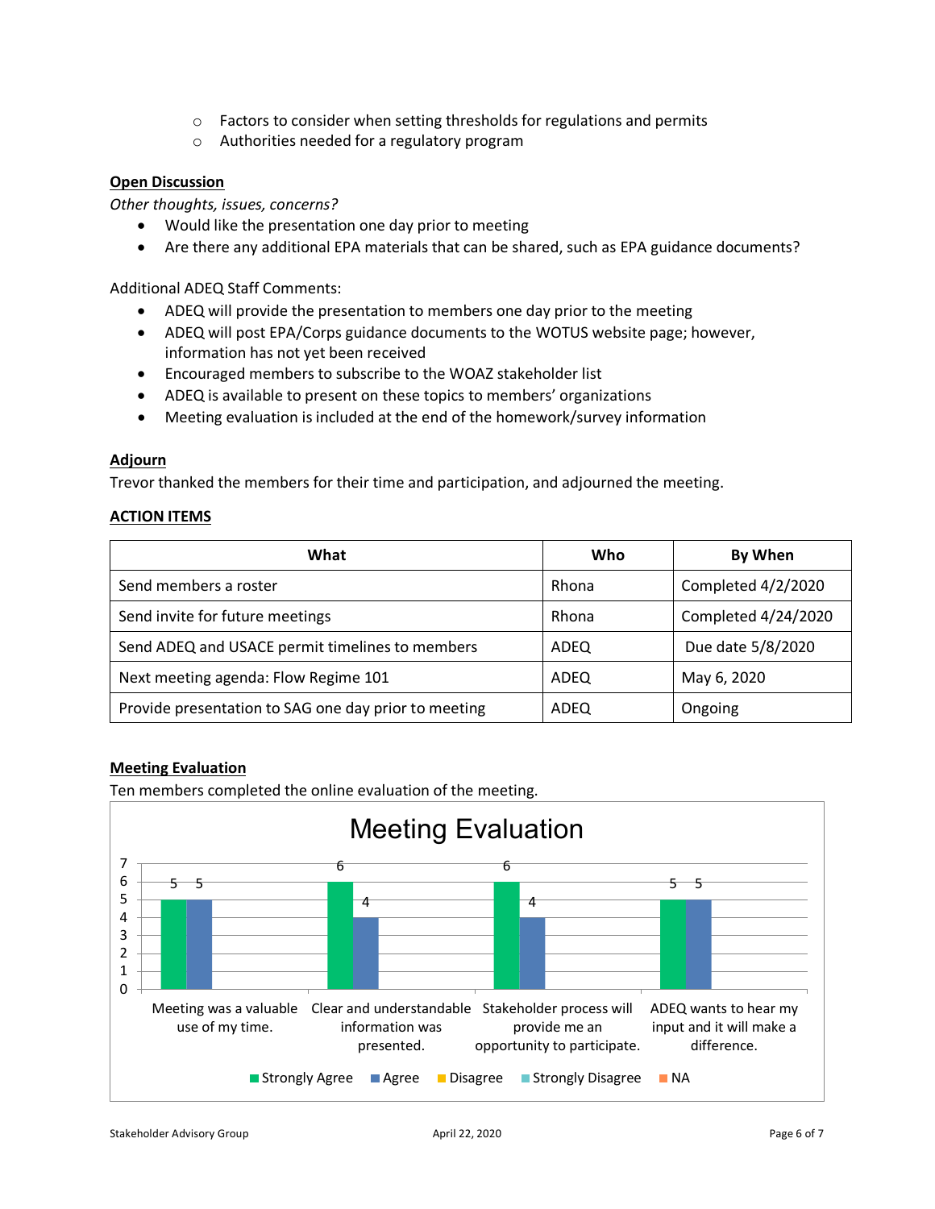- Factors to consider when setting thresholds for regulations and permits
  - Authorities needed for a regulatory program

**Open Discussion**

*Other thoughts, issues, concerns?*

- Would like the presentation one day prior to meeting
- Are there any additional EPA materials that can be shared, such as EPA guidance documents?

Additional ADEQ Staff Comments:

- ADEQ will provide the presentation to members one day prior to the meeting
- ADEQ will post EPA/Corps guidance documents to the WOTUS website page; however, information has not yet been received
- Encouraged members to subscribe to the WOAZ stakeholder list
- ADEQ is available to present on these topics to members' organizations
- Meeting evaluation is included at the end of the homework/survey information

**Adjourn**

Trevor thanked the members for their time and participation, and adjourned the meeting.

**ACTION ITEMS**

| What | Who | By When |
|---|---|---|
| Send members a roster | Rhona | Completed 4/2/2020 |
| Send invite for future meetings | Rhona | Completed 4/24/2020 |
| Send ADEQ and USACE permit timelines to members | ADEQ | Due date 5/8/2020 |
| Next meeting agenda: Flow Regime 101 | ADEQ | May 6, 2020 |
| Provide presentation to SAG one day prior to meeting | ADEQ | Ongoing |

**Meeting Evaluation**

Ten members completed the online evaluation of the meeting.

Meeting Evaluation

| | Strongly Agree | Agree | Disagree | Strongly Disagree | NA |
|---|---|---|---|---|---|
| Meeting was a valuable use of my time. | 5 | 5 | | | |
| Clear and understandable information was presented. | 6 | 4 | | | |
| Stakeholder process will provide me an opportunity to participate. | 6 | 4 | | | |
| ADEQ wants to hear my input and it will make a difference. | 5 | 5 | | | |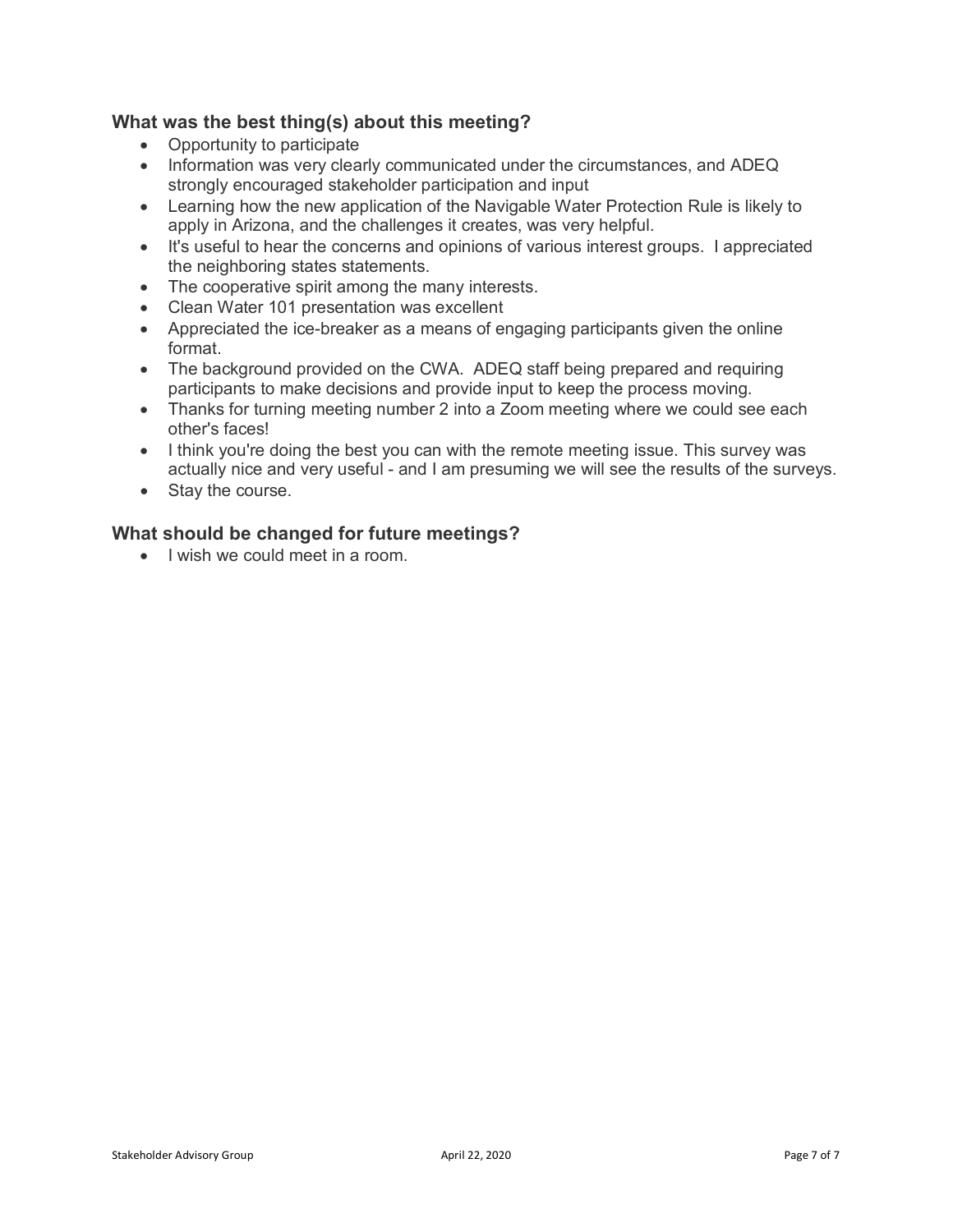### What was the best thing(s) about this meeting?

- Opportunity to participate
- Information was very clearly communicated under the circumstances, and ADEQ strongly encouraged stakeholder participation and input
- Learning how the new application of the Navigable Water Protection Rule is likely to apply in Arizona, and the challenges it creates, was very helpful.
- It's useful to hear the concerns and opinions of various interest groups.  I appreciated the neighboring states statements.
- The cooperative spirit among the many interests.
- Clean Water 101 presentation was excellent
- Appreciated the ice-breaker as a means of engaging participants given the online format.
- The background provided on the CWA.  ADEQ staff being prepared and requiring participants to make decisions and provide input to keep the process moving.
- Thanks for turning meeting number 2 into a Zoom meeting where we could see each other's faces!
- I think you're doing the best you can with the remote meeting issue. This survey was actually nice and very useful - and I am presuming we will see the results of the surveys.
- Stay the course.

### What should be changed for future meetings?

- I wish we could meet in a room.